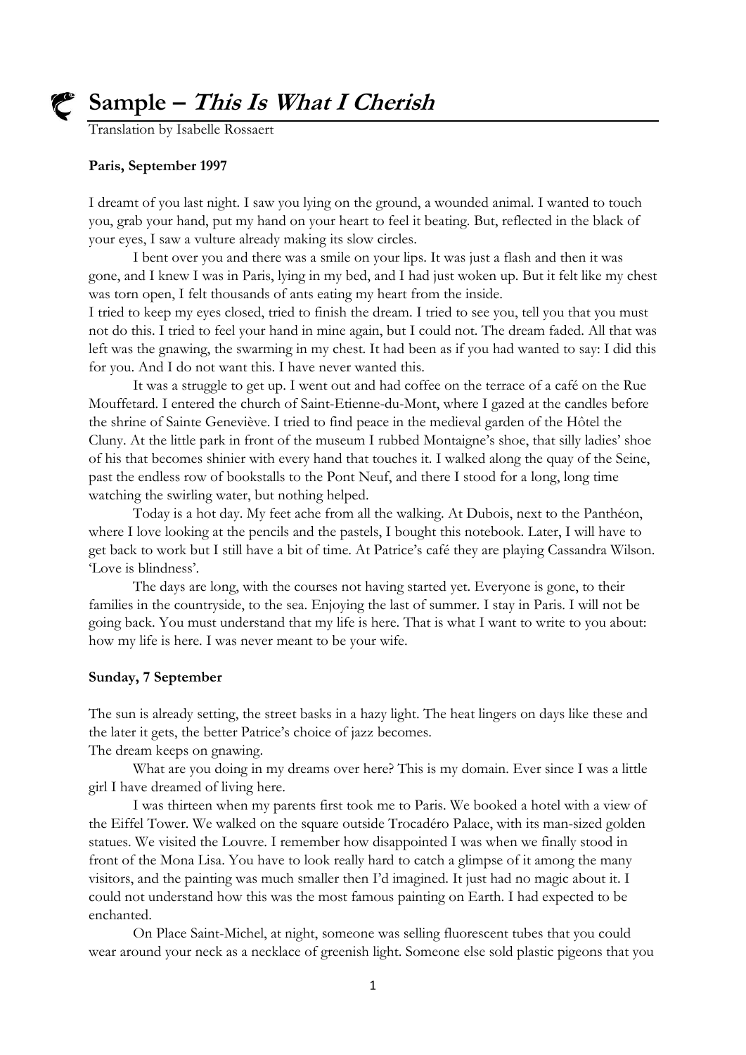# Sample – *This Is What I Cherish*

Translation by Isabelle Rossaert

**Paris, September 1997**

I dreamt of you last night. I saw you lying on the ground, a wounded animal. I wanted to touch you, grab your hand, put my hand on your heart to feel it beating. But, reflected in the black of your eyes, I saw a vulture already making its slow circles.

I bent over you and there was a smile on your lips. It was just a flash and then it was gone, and I knew I was in Paris, lying in my bed, and I had just woken up. But it felt like my chest was torn open, I felt thousands of ants eating my heart from the inside.

I tried to keep my eyes closed, tried to finish the dream. I tried to see you, tell you that you must not do this. I tried to feel your hand in mine again, but I could not. The dream faded. All that was left was the gnawing, the swarming in my chest. It had been as if you had wanted to say: I did this for you. And I do not want this. I have never wanted this.

It was a struggle to get up. I went out and had coffee on the terrace of a café on the Rue Mouffetard. I entered the church of Saint-Etienne-du-Mont, where I gazed at the candles before the shrine of Sainte Geneviève. I tried to find peace in the medieval garden of the Hôtel the Cluny. At the little park in front of the museum I rubbed Montaigne's shoe, that silly ladies' shoe of his that becomes shinier with every hand that touches it. I walked along the quay of the Seine, past the endless row of bookstalls to the Pont Neuf, and there I stood for a long, long time watching the swirling water, but nothing helped.

Today is a hot day. My feet ache from all the walking. At Dubois, next to the Panthéon, where I love looking at the pencils and the pastels, I bought this notebook. Later, I will have to get back to work but I still have a bit of time. At Patrice's café they are playing Cassandra Wilson. 'Love is blindness'.

The days are long, with the courses not having started yet. Everyone is gone, to their families in the countryside, to the sea. Enjoying the last of summer. I stay in Paris. I will not be going back. You must understand that my life is here. That is what I want to write to you about: how my life is here. I was never meant to be your wife.

**Sunday, 7 September**

The sun is already setting, the street basks in a hazy light. The heat lingers on days like these and the later it gets, the better Patrice's choice of jazz becomes.

The dream keeps on gnawing.

What are you doing in my dreams over here? This is my domain. Ever since I was a little girl I have dreamed of living here.

I was thirteen when my parents first took me to Paris. We booked a hotel with a view of the Eiffel Tower. We walked on the square outside Trocadéro Palace, with its man-sized golden statues. We visited the Louvre. I remember how disappointed I was when we finally stood in front of the Mona Lisa. You have to look really hard to catch a glimpse of it among the many visitors, and the painting was much smaller then I'd imagined. It just had no magic about it. I could not understand how this was the most famous painting on Earth. I had expected to be enchanted.

On Place Saint-Michel, at night, someone was selling fluorescent tubes that you could wear around your neck as a necklace of greenish light. Someone else sold plastic pigeons that you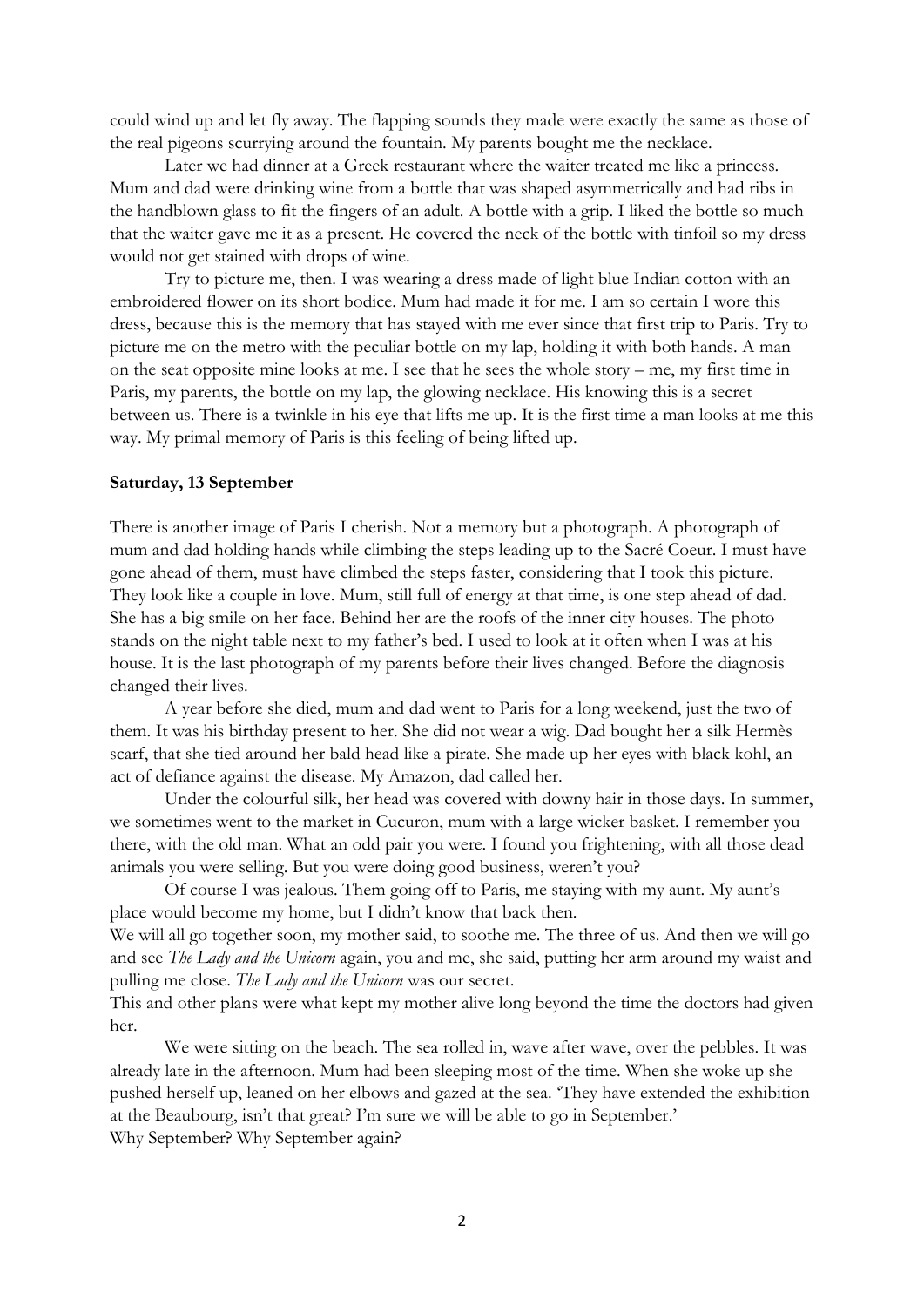could wind up and let fly away. The flapping sounds they made were exactly the same as those of the real pigeons scurrying around the fountain. My parents bought me the necklace.

Later we had dinner at a Greek restaurant where the waiter treated me like a princess. Mum and dad were drinking wine from a bottle that was shaped asymmetrically and had ribs in the handblown glass to fit the fingers of an adult. A bottle with a grip. I liked the bottle so much that the waiter gave me it as a present. He covered the neck of the bottle with tinfoil so my dress would not get stained with drops of wine.

Try to picture me, then. I was wearing a dress made of light blue Indian cotton with an embroidered flower on its short bodice. Mum had made it for me. I am so certain I wore this dress, because this is the memory that has stayed with me ever since that first trip to Paris. Try to picture me on the metro with the peculiar bottle on my lap, holding it with both hands. A man on the seat opposite mine looks at me. I see that he sees the whole story – me, my first time in Paris, my parents, the bottle on my lap, the glowing necklace. His knowing this is a secret between us. There is a twinkle in his eye that lifts me up. It is the first time a man looks at me this way. My primal memory of Paris is this feeling of being lifted up.

**Saturday, 13 September**

There is another image of Paris I cherish. Not a memory but a photograph. A photograph of mum and dad holding hands while climbing the steps leading up to the Sacré Coeur. I must have gone ahead of them, must have climbed the steps faster, considering that I took this picture. They look like a couple in love. Mum, still full of energy at that time, is one step ahead of dad. She has a big smile on her face. Behind her are the roofs of the inner city houses. The photo stands on the night table next to my father's bed. I used to look at it often when I was at his house. It is the last photograph of my parents before their lives changed. Before the diagnosis changed their lives.

A year before she died, mum and dad went to Paris for a long weekend, just the two of them. It was his birthday present to her. She did not wear a wig. Dad bought her a silk Hermès scarf, that she tied around her bald head like a pirate. She made up her eyes with black kohl, an act of defiance against the disease. My Amazon, dad called her.

Under the colourful silk, her head was covered with downy hair in those days. In summer, we sometimes went to the market in Cucuron, mum with a large wicker basket. I remember you there, with the old man. What an odd pair you were. I found you frightening, with all those dead animals you were selling. But you were doing good business, weren't you?

Of course I was jealous. Them going off to Paris, me staying with my aunt. My aunt's place would become my home, but I didn't know that back then.

We will all go together soon, my mother said, to soothe me. The three of us. And then we will go and see *The Lady and the Unicorn* again, you and me, she said, putting her arm around my waist and pulling me close. *The Lady and the Unicorn* was our secret.

This and other plans were what kept my mother alive long beyond the time the doctors had given her.

We were sitting on the beach. The sea rolled in, wave after wave, over the pebbles. It was already late in the afternoon. Mum had been sleeping most of the time. When she woke up she pushed herself up, leaned on her elbows and gazed at the sea. 'They have extended the exhibition at the Beaubourg, isn't that great? I'm sure we will be able to go in September.'

Why September? Why September again?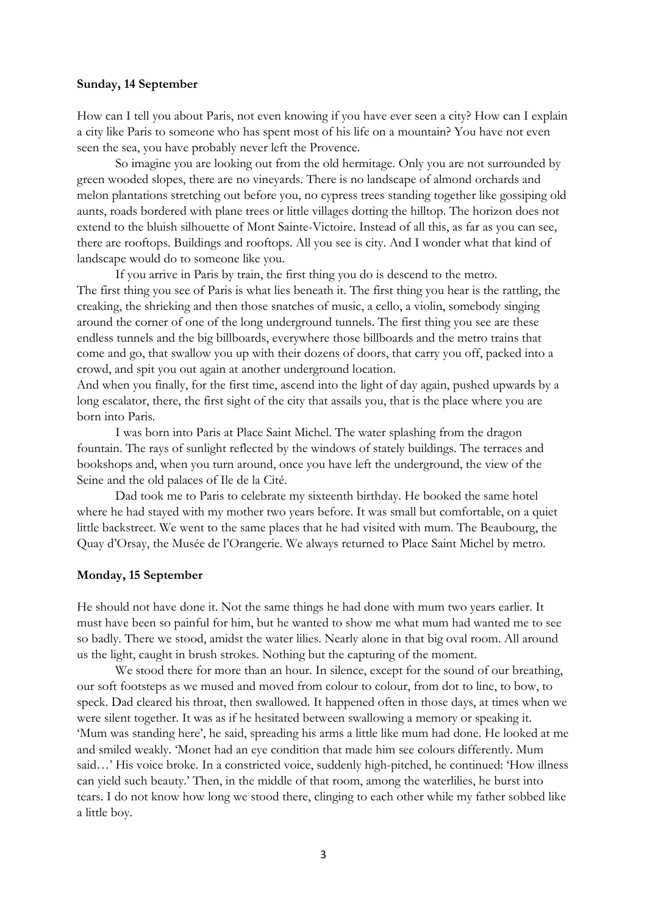**Sunday, 14 September**

How can I tell you about Paris, not even knowing if you have ever seen a city? How can I explain a city like Paris to someone who has spent most of his life on a mountain? You have not even seen the sea, you have probably never left the Provence.

So imagine you are looking out from the old hermitage. Only you are not surrounded by green wooded slopes, there are no vineyards. There is no landscape of almond orchards and melon plantations stretching out before you, no cypress trees standing together like gossiping old aunts, roads bordered with plane trees or little villages dotting the hilltop. The horizon does not extend to the bluish silhouette of Mont Sainte-Victoire. Instead of all this, as far as you can see, there are rooftops. Buildings and rooftops. All you see is city. And I wonder what that kind of landscape would do to someone like you.

If you arrive in Paris by train, the first thing you do is descend to the metro.

The first thing you see of Paris is what lies beneath it. The first thing you hear is the rattling, the creaking, the shrieking and then those snatches of music, a cello, a violin, somebody singing around the corner of one of the long underground tunnels. The first thing you see are these endless tunnels and the big billboards, everywhere those billboards and the metro trains that come and go, that swallow you up with their dozens of doors, that carry you off, packed into a crowd, and spit you out again at another underground location.

And when you finally, for the first time, ascend into the light of day again, pushed upwards by a long escalator, there, the first sight of the city that assails you, that is the place where you are born into Paris.

I was born into Paris at Place Saint Michel. The water splashing from the dragon fountain. The rays of sunlight reflected by the windows of stately buildings. The terraces and bookshops and, when you turn around, once you have left the underground, the view of the Seine and the old palaces of Ile de la Cité.

Dad took me to Paris to celebrate my sixteenth birthday. He booked the same hotel where he had stayed with my mother two years before. It was small but comfortable, on a quiet little backstreet. We went to the same places that he had visited with mum. The Beaubourg, the Quay d'Orsay, the Musée de l'Orangerie. We always returned to Place Saint Michel by metro.

**Monday, 15 September**

He should not have done it. Not the same things he had done with mum two years earlier. It must have been so painful for him, but he wanted to show me what mum had wanted me to see so badly. There we stood, amidst the water lilies. Nearly alone in that big oval room. All around us the light, caught in brush strokes. Nothing but the capturing of the moment.

We stood there for more than an hour. In silence, except for the sound of our breathing, our soft footsteps as we mused and moved from colour to colour, from dot to line, to bow, to speck. Dad cleared his throat, then swallowed. It happened often in those days, at times when we were silent together. It was as if he hesitated between swallowing a memory or speaking it. 'Mum was standing here', he said, spreading his arms a little like mum had done. He looked at me and smiled weakly. 'Monet had an eye condition that made him see colours differently. Mum said…' His voice broke. In a constricted voice, suddenly high-pitched, he continued: 'How illness can yield such beauty.' Then, in the middle of that room, among the waterlilies, he burst into tears. I do not know how long we stood there, clinging to each other while my father sobbed like a little boy.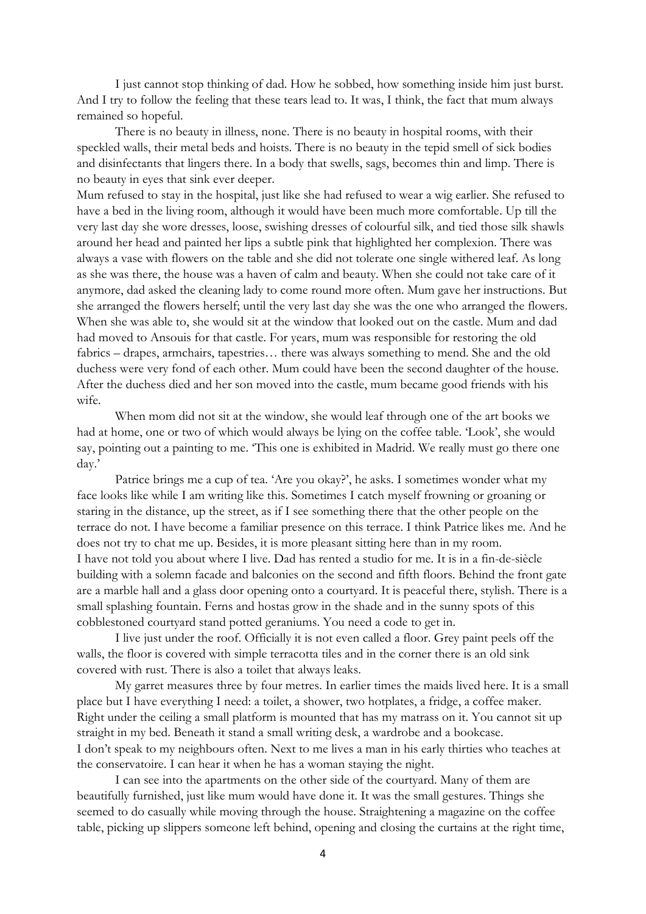I just cannot stop thinking of dad. How he sobbed, how something inside him just burst. And I try to follow the feeling that these tears lead to. It was, I think, the fact that mum always remained so hopeful.

There is no beauty in illness, none. There is no beauty in hospital rooms, with their speckled walls, their metal beds and hoists. There is no beauty in the tepid smell of sick bodies and disinfectants that lingers there. In a body that swells, sags, becomes thin and limp. There is no beauty in eyes that sink ever deeper.

Mum refused to stay in the hospital, just like she had refused to wear a wig earlier. She refused to have a bed in the living room, although it would have been much more comfortable. Up till the very last day she wore dresses, loose, swishing dresses of colourful silk, and tied those silk shawls around her head and painted her lips a subtle pink that highlighted her complexion. There was always a vase with flowers on the table and she did not tolerate one single withered leaf. As long as she was there, the house was a haven of calm and beauty. When she could not take care of it anymore, dad asked the cleaning lady to come round more often. Mum gave her instructions. But she arranged the flowers herself; until the very last day she was the one who arranged the flowers. When she was able to, she would sit at the window that looked out on the castle. Mum and dad had moved to Ansouis for that castle. For years, mum was responsible for restoring the old fabrics – drapes, armchairs, tapestries… there was always something to mend. She and the old duchess were very fond of each other. Mum could have been the second daughter of the house. After the duchess died and her son moved into the castle, mum became good friends with his wife.

When mom did not sit at the window, she would leaf through one of the art books we had at home, one or two of which would always be lying on the coffee table. 'Look', she would say, pointing out a painting to me. 'This one is exhibited in Madrid. We really must go there one day.'

Patrice brings me a cup of tea. 'Are you okay?', he asks. I sometimes wonder what my face looks like while I am writing like this. Sometimes I catch myself frowning or groaning or staring in the distance, up the street, as if I see something there that the other people on the terrace do not. I have become a familiar presence on this terrace. I think Patrice likes me. And he does not try to chat me up. Besides, it is more pleasant sitting here than in my room.

I have not told you about where I live. Dad has rented a studio for me. It is in a fin-de-siècle building with a solemn facade and balconies on the second and fifth floors. Behind the front gate are a marble hall and a glass door opening onto a courtyard. It is peaceful there, stylish. There is a small splashing fountain. Ferns and hostas grow in the shade and in the sunny spots of this cobblestoned courtyard stand potted geraniums. You need a code to get in.

I live just under the roof. Officially it is not even called a floor. Grey paint peels off the walls, the floor is covered with simple terracotta tiles and in the corner there is an old sink covered with rust. There is also a toilet that always leaks.

My garret measures three by four metres. In earlier times the maids lived here. It is a small place but I have everything I need: a toilet, a shower, two hotplates, a fridge, a coffee maker. Right under the ceiling a small platform is mounted that has my matrass on it. You cannot sit up straight in my bed. Beneath it stand a small writing desk, a wardrobe and a bookcase.

I don't speak to my neighbours often. Next to me lives a man in his early thirties who teaches at the conservatoire. I can hear it when he has a woman staying the night.

I can see into the apartments on the other side of the courtyard. Many of them are beautifully furnished, just like mum would have done it. It was the small gestures. Things she seemed to do casually while moving through the house. Straightening a magazine on the coffee table, picking up slippers someone left behind, opening and closing the curtains at the right time,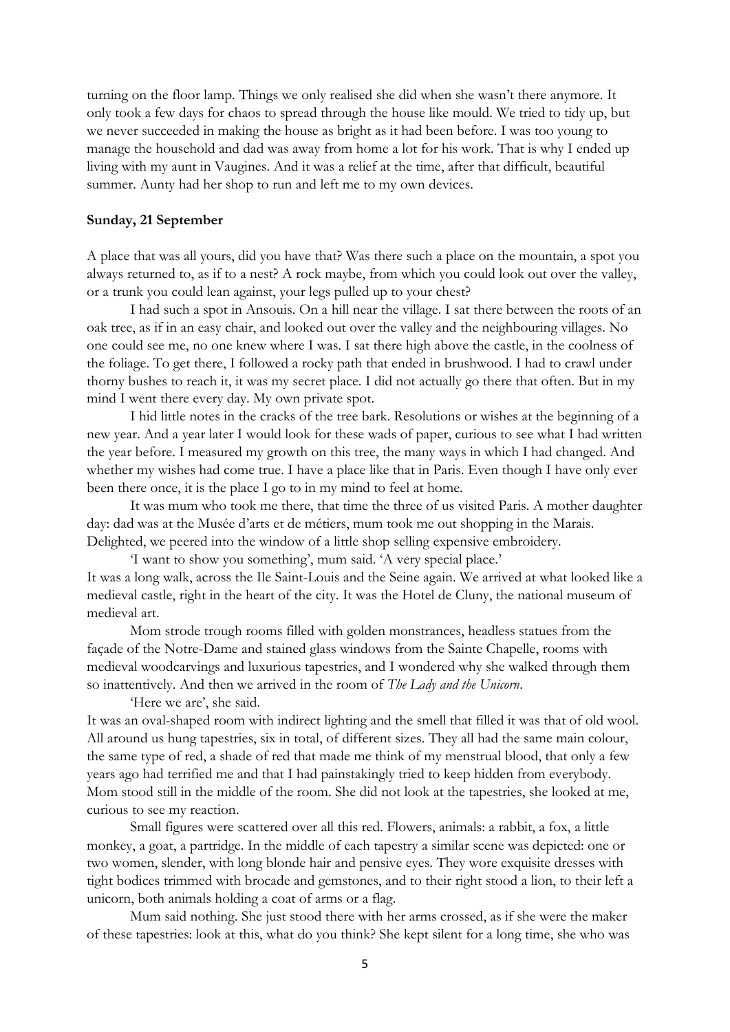turning on the floor lamp. Things we only realised she did when she wasn't there anymore. It only took a few days for chaos to spread through the house like mould. We tried to tidy up, but we never succeeded in making the house as bright as it had been before. I was too young to manage the household and dad was away from home a lot for his work. That is why I ended up living with my aunt in Vaugines. And it was a relief at the time, after that difficult, beautiful summer. Aunty had her shop to run and left me to my own devices.

**Sunday, 21 September**

A place that was all yours, did you have that? Was there such a place on the mountain, a spot you always returned to, as if to a nest? A rock maybe, from which you could look out over the valley, or a trunk you could lean against, your legs pulled up to your chest?

I had such a spot in Ansouis. On a hill near the village. I sat there between the roots of an oak tree, as if in an easy chair, and looked out over the valley and the neighbouring villages. No one could see me, no one knew where I was. I sat there high above the castle, in the coolness of the foliage. To get there, I followed a rocky path that ended in brushwood. I had to crawl under thorny bushes to reach it, it was my secret place. I did not actually go there that often. But in my mind I went there every day. My own private spot.

I hid little notes in the cracks of the tree bark. Resolutions or wishes at the beginning of a new year. And a year later I would look for these wads of paper, curious to see what I had written the year before. I measured my growth on this tree, the many ways in which I had changed. And whether my wishes had come true. I have a place like that in Paris. Even though I have only ever been there once, it is the place I go to in my mind to feel at home.

It was mum who took me there, that time the three of us visited Paris. A mother daughter day: dad was at the Musée d'arts et de métiers, mum took me out shopping in the Marais. Delighted, we peered into the window of a little shop selling expensive embroidery.

'I want to show you something', mum said. 'A very special place.'

It was a long walk, across the Ile Saint-Louis and the Seine again. We arrived at what looked like a medieval castle, right in the heart of the city. It was the Hotel de Cluny, the national museum of medieval art.

Mom strode trough rooms filled with golden monstrances, headless statues from the façade of the Notre-Dame and stained glass windows from the Sainte Chapelle, rooms with medieval woodcarvings and luxurious tapestries, and I wondered why she walked through them so inattentively. And then we arrived in the room of *The Lady and the Unicorn*.

'Here we are', she said.

It was an oval-shaped room with indirect lighting and the smell that filled it was that of old wool. All around us hung tapestries, six in total, of different sizes. They all had the same main colour, the same type of red, a shade of red that made me think of my menstrual blood, that only a few years ago had terrified me and that I had painstakingly tried to keep hidden from everybody. Mom stood still in the middle of the room. She did not look at the tapestries, she looked at me, curious to see my reaction.

Small figures were scattered over all this red. Flowers, animals: a rabbit, a fox, a little monkey, a goat, a partridge. In the middle of each tapestry a similar scene was depicted: one or two women, slender, with long blonde hair and pensive eyes. They wore exquisite dresses with tight bodices trimmed with brocade and gemstones, and to their right stood a lion, to their left a unicorn, both animals holding a coat of arms or a flag.

Mum said nothing. She just stood there with her arms crossed, as if she were the maker of these tapestries: look at this, what do you think? She kept silent for a long time, she who was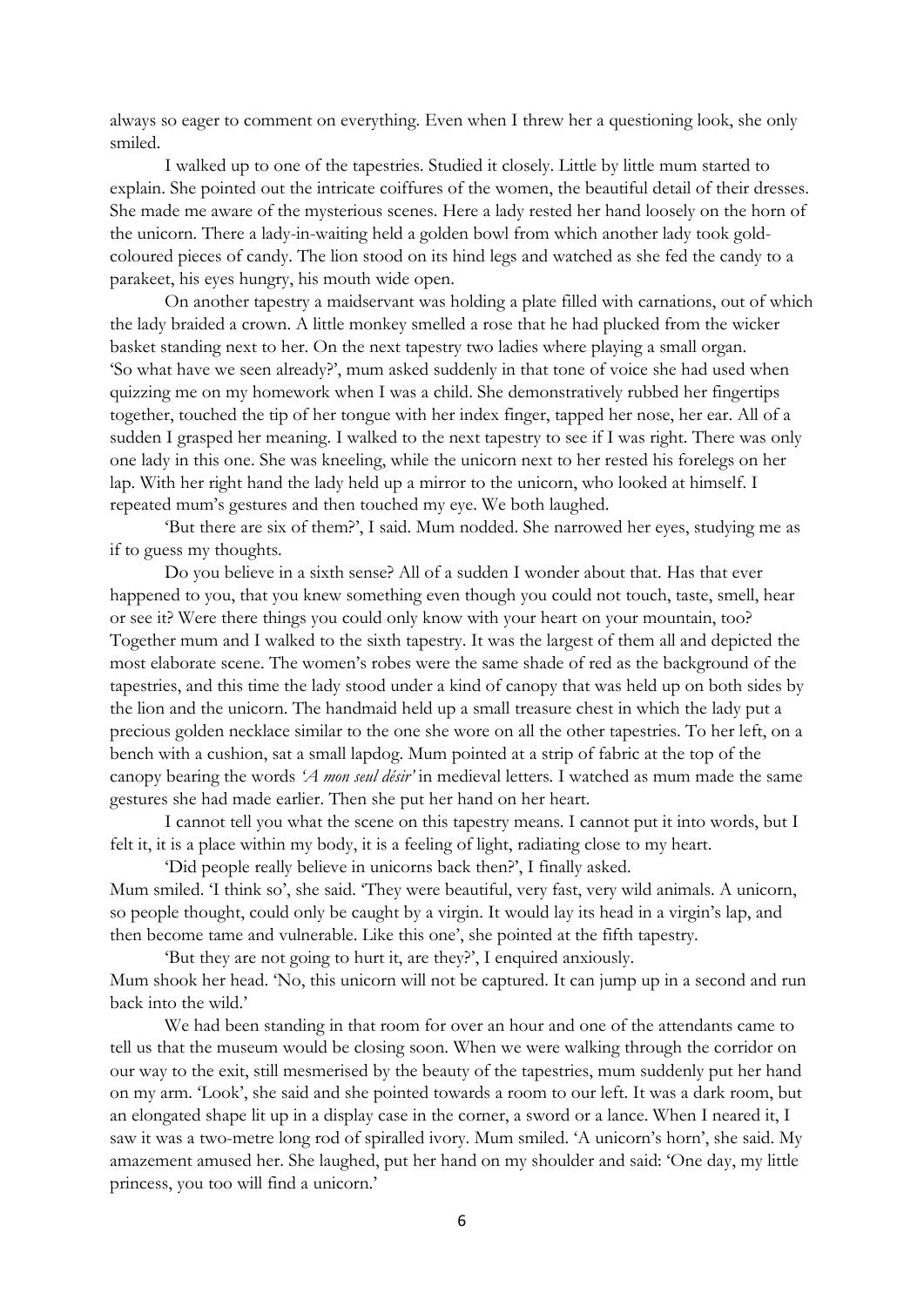always so eager to comment on everything. Even when I threw her a questioning look, she only smiled.

I walked up to one of the tapestries. Studied it closely. Little by little mum started to explain. She pointed out the intricate coiffures of the women, the beautiful detail of their dresses. She made me aware of the mysterious scenes. Here a lady rested her hand loosely on the horn of the unicorn. There a lady-in-waiting held a golden bowl from which another lady took gold-coloured pieces of candy. The lion stood on its hind legs and watched as she fed the candy to a parakeet, his eyes hungry, his mouth wide open.

On another tapestry a maidservant was holding a plate filled with carnations, out of which the lady braided a crown. A little monkey smelled a rose that he had plucked from the wicker basket standing next to her. On the next tapestry two ladies where playing a small organ. 'So what have we seen already?', mum asked suddenly in that tone of voice she had used when quizzing me on my homework when I was a child. She demonstratively rubbed her fingertips together, touched the tip of her tongue with her index finger, tapped her nose, her ear. All of a sudden I grasped her meaning. I walked to the next tapestry to see if I was right. There was only one lady in this one. She was kneeling, while the unicorn next to her rested his forelegs on her lap. With her right hand the lady held up a mirror to the unicorn, who looked at himself. I repeated mum's gestures and then touched my eye. We both laughed.

'But there are six of them?', I said. Mum nodded. She narrowed her eyes, studying me as if to guess my thoughts.

Do you believe in a sixth sense? All of a sudden I wonder about that. Has that ever happened to you, that you knew something even though you could not touch, taste, smell, hear or see it? Were there things you could only know with your heart on your mountain, too? Together mum and I walked to the sixth tapestry. It was the largest of them all and depicted the most elaborate scene. The women's robes were the same shade of red as the background of the tapestries, and this time the lady stood under a kind of canopy that was held up on both sides by the lion and the unicorn. The handmaid held up a small treasure chest in which the lady put a precious golden necklace similar to the one she wore on all the other tapestries. To her left, on a bench with a cushion, sat a small lapdog. Mum pointed at a strip of fabric at the top of the canopy bearing the words *'A mon seul désir'* in medieval letters. I watched as mum made the same gestures she had made earlier. Then she put her hand on her heart.

I cannot tell you what the scene on this tapestry means. I cannot put it into words, but I felt it, it is a place within my body, it is a feeling of light, radiating close to my heart.

'Did people really believe in unicorns back then?', I finally asked.

Mum smiled. 'I think so', she said. 'They were beautiful, very fast, very wild animals. A unicorn, so people thought, could only be caught by a virgin. It would lay its head in a virgin's lap, and then become tame and vulnerable. Like this one', she pointed at the fifth tapestry.

'But they are not going to hurt it, are they?', I enquired anxiously.

Mum shook her head. 'No, this unicorn will not be captured. It can jump up in a second and run back into the wild.'

We had been standing in that room for over an hour and one of the attendants came to tell us that the museum would be closing soon. When we were walking through the corridor on our way to the exit, still mesmerised by the beauty of the tapestries, mum suddenly put her hand on my arm. 'Look', she said and she pointed towards a room to our left. It was a dark room, but an elongated shape lit up in a display case in the corner, a sword or a lance. When I neared it, I saw it was a two-metre long rod of spiralled ivory. Mum smiled. 'A unicorn's horn', she said. My amazement amused her. She laughed, put her hand on my shoulder and said: 'One day, my little princess, you too will find a unicorn.'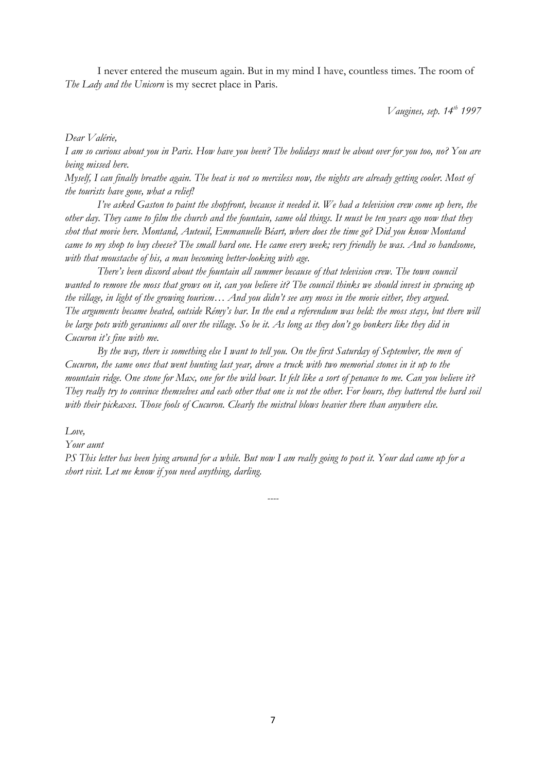I never entered the museum again. But in my mind I have, countless times. The room of *The Lady and the Unicorn* is my secret place in Paris.

*Vaugines, sep. 14th 1997*

*Dear Valérie,*

*I am so curious about you in Paris. How have you been? The holidays must be about over for you too, no? You are being missed here.*

*Myself, I can finally breathe again. The heat is not so merciless now, the nights are already getting cooler. Most of the tourists have gone, what a relief!*

*I've asked Gaston to paint the shopfront, because it needed it. We had a television crew come up here, the other day. They came to film the church and the fountain, same old things. It must be ten years ago now that they shot that movie here. Montand, Auteuil, Emmanuelle Béart, where does the time go? Did you know Montand came to my shop to buy cheese? The small hard one. He came every week; very friendly he was. And so handsome, with that moustache of his, a man becoming better-looking with age.*

*There's been discord about the fountain all summer because of that television crew. The town council wanted to remove the moss that grows on it, can you believe it? The council thinks we should invest in sprucing up the village, in light of the growing tourism… And you didn't see any moss in the movie either, they argued. The arguments became heated, outside Rémy's bar. In the end a referendum was held: the moss stays, but there will be large pots with geraniums all over the village. So be it. As long as they don't go bonkers like they did in Cucuron it's fine with me.*

*By the way, there is something else I want to tell you. On the first Saturday of September, the men of Cucuron, the same ones that went hunting last year, drove a truck with two memorial stones in it up to the mountain ridge. One stone for Max, one for the wild boar. It felt like a sort of penance to me. Can you believe it? They really try to convince themselves and each other that one is not the other. For hours, they battered the hard soil with their pickaxes. Those fools of Cucuron. Clearly the mistral blows heavier there than anywhere else.*

*Love,*

*Your aunt*

*PS This letter has been lying around for a while. But now I am really going to post it. Your dad came up for a short visit. Let me know if you need anything, darling.*

----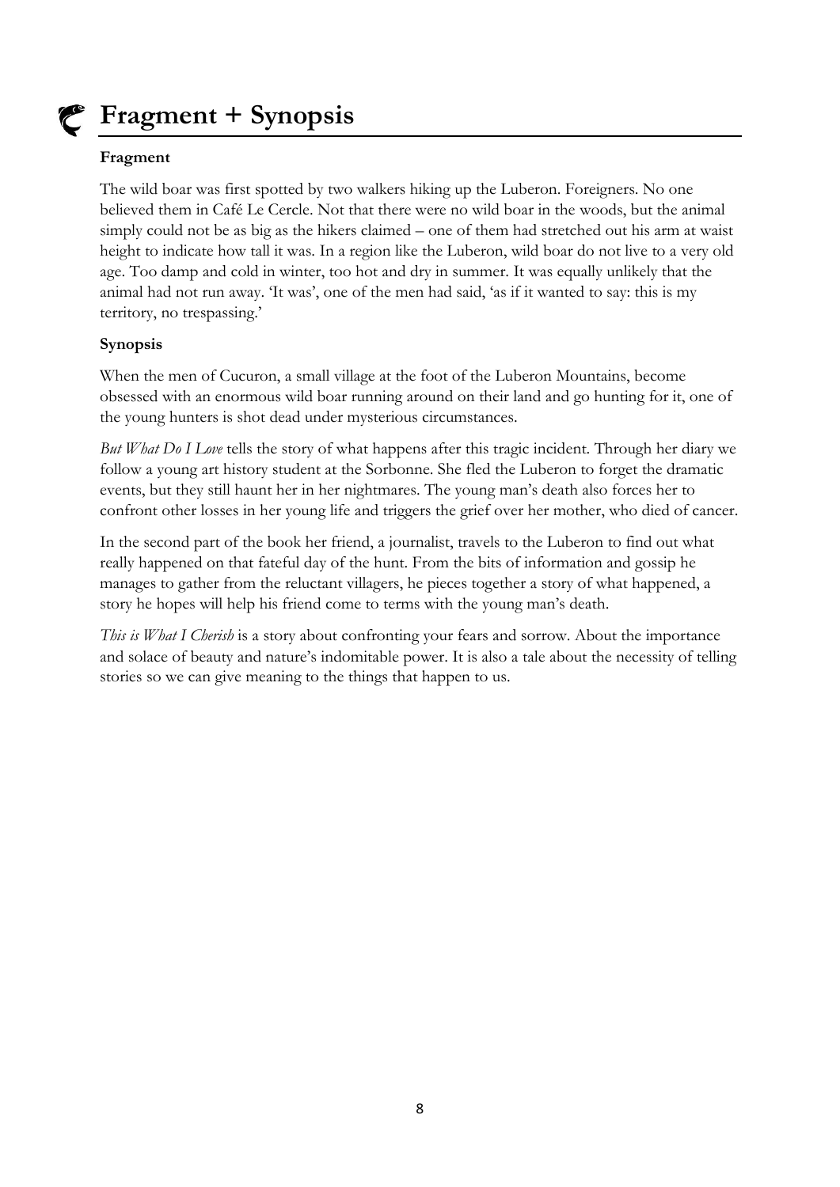# Fragment + Synopsis

**Fragment**

The wild boar was first spotted by two walkers hiking up the Luberon. Foreigners. No one believed them in Café Le Cercle. Not that there were no wild boar in the woods, but the animal simply could not be as big as the hikers claimed – one of them had stretched out his arm at waist height to indicate how tall it was. In a region like the Luberon, wild boar do not live to a very old age. Too damp and cold in winter, too hot and dry in summer. It was equally unlikely that the animal had not run away. 'It was', one of the men had said, 'as if it wanted to say: this is my territory, no trespassing.'

**Synopsis**

When the men of Cucuron, a small village at the foot of the Luberon Mountains, become obsessed with an enormous wild boar running around on their land and go hunting for it, one of the young hunters is shot dead under mysterious circumstances.

*But What Do I Love* tells the story of what happens after this tragic incident. Through her diary we follow a young art history student at the Sorbonne. She fled the Luberon to forget the dramatic events, but they still haunt her in her nightmares. The young man's death also forces her to confront other losses in her young life and triggers the grief over her mother, who died of cancer.

In the second part of the book her friend, a journalist, travels to the Luberon to find out what really happened on that fateful day of the hunt. From the bits of information and gossip he manages to gather from the reluctant villagers, he pieces together a story of what happened, a story he hopes will help his friend come to terms with the young man's death.

*This is What I Cherish* is a story about confronting your fears and sorrow. About the importance and solace of beauty and nature's indomitable power. It is also a tale about the necessity of telling stories so we can give meaning to the things that happen to us.